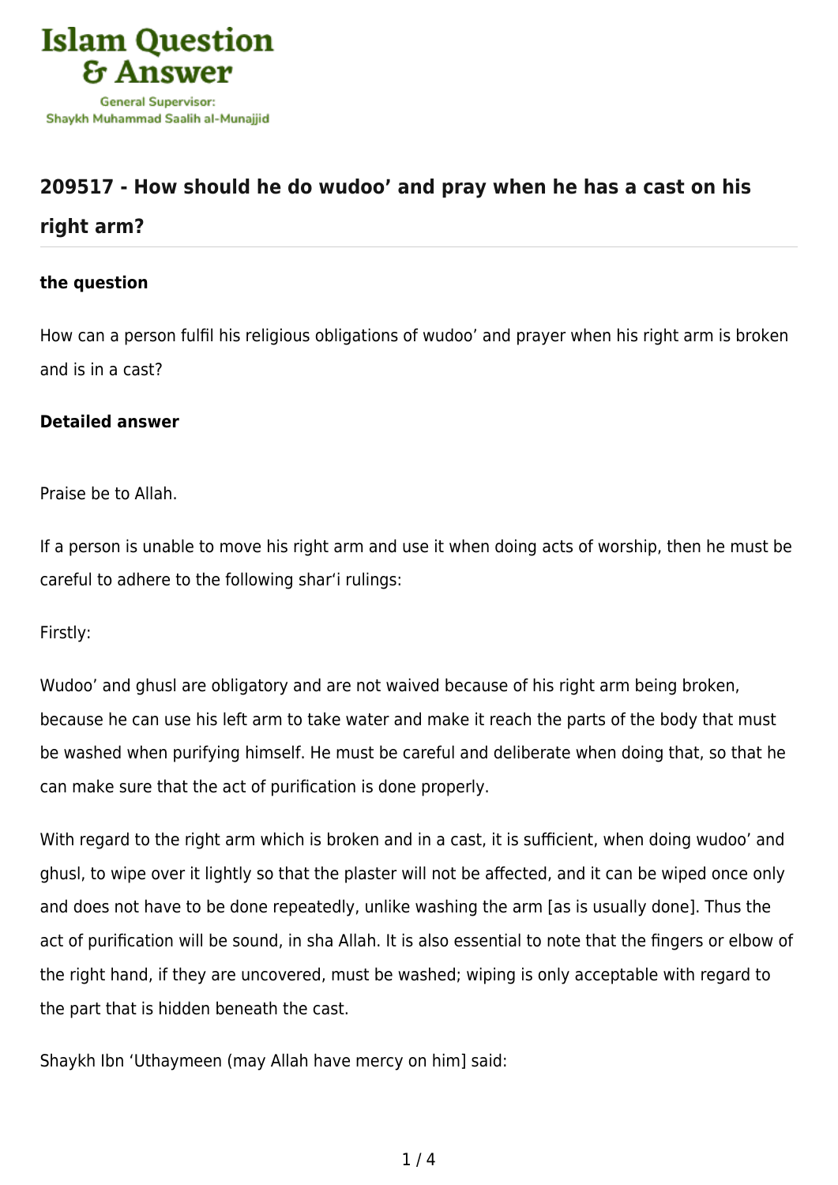# 209517 - How should he do wudoo' and pray when he has a cast on his right arm?

### the question

How can a person fulfil his religious obligations of wudoo' and prayer when his right arm is broken and is in a cast?

### Detailed answer

Praise be to Allah.

If a person is unable to move his right arm and use it when doing acts of worship, then he must be careful to adhere to the following shar'i rulings:

Firstly:

Wudoo' and ghusl are obligatory and are not waived because of his right arm being broken, because he can use his left arm to take water and make it reach the parts of the body that must be washed when purifying himself. He must be careful and deliberate when doing that, so that he can make sure that the act of purification is done properly.

With regard to the right arm which is broken and in a cast, it is sufficient, when doing wudoo' and ghusl, to wipe over it lightly so that the plaster will not be affected, and it can be wiped once only and does not have to be done repeatedly, unlike washing the arm [as is usually done]. Thus the act of purification will be sound, in sha Allah. It is also essential to note that the fingers or elbow of the right hand, if they are uncovered, must be washed; wiping is only acceptable with regard to the part that is hidden beneath the cast.

Shaykh Ibn 'Uthaymeen (may Allah have mercy on him] said: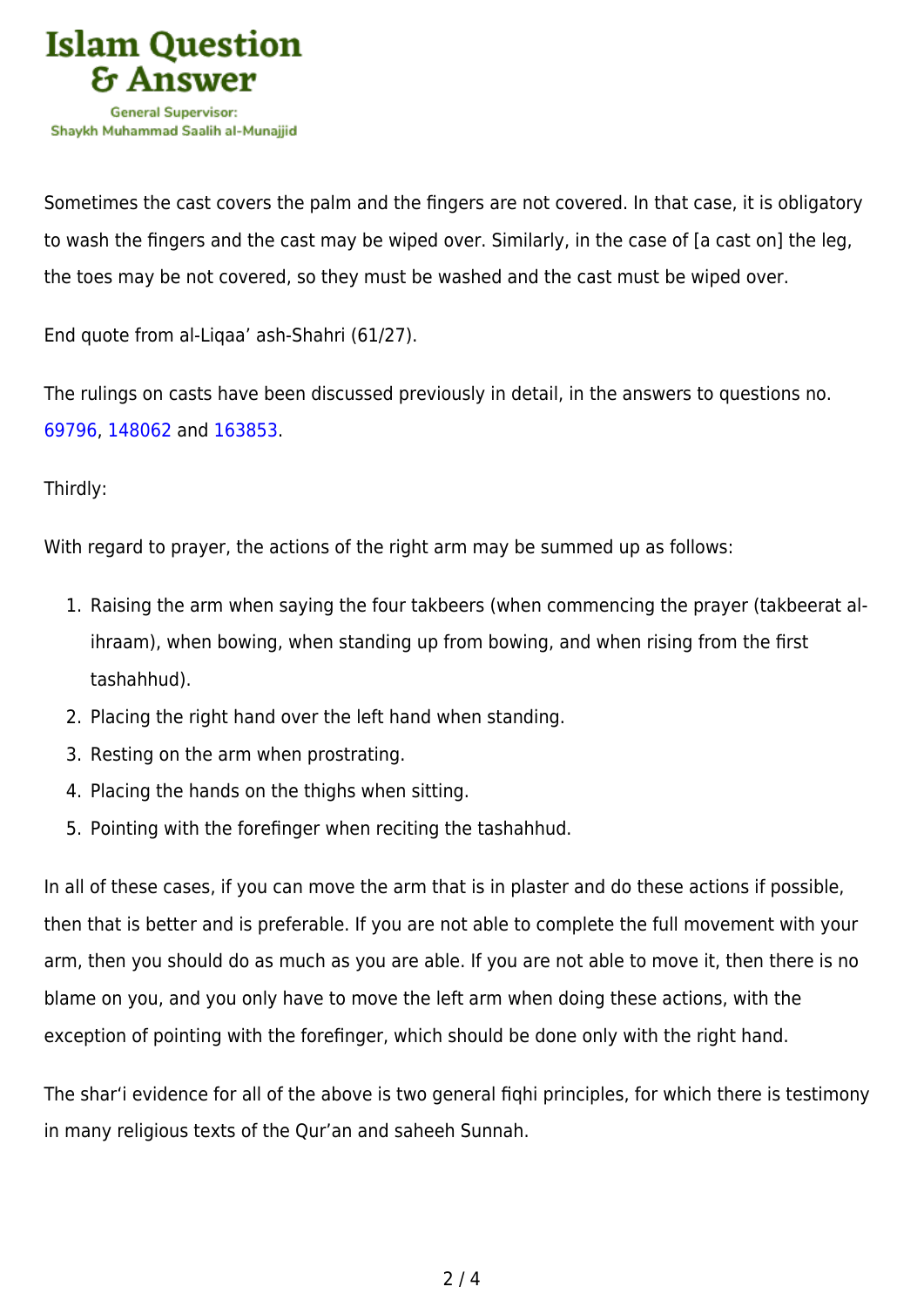Sometimes the cast covers the palm and the fingers are not covered. In that case, it is obligatory to wash the fingers and the cast may be wiped over. Similarly, in the case of [a cast on] the leg, the toes may be not covered, so they must be washed and the cast must be wiped over.

End quote from al-Liqaa' ash-Shahri (61/27).

The rulings on casts have been discussed previously in detail, in the answers to questions no. 69796, 148062 and 163853.

Thirdly:

With regard to prayer, the actions of the right arm may be summed up as follows:

1. Raising the arm when saying the four takbeers (when commencing the prayer (takbeerat al-ihraam), when bowing, when standing up from bowing, and when rising from the first tashahhud).
2. Placing the right hand over the left hand when standing.
3. Resting on the arm when prostrating.
4. Placing the hands on the thighs when sitting.
5. Pointing with the forefinger when reciting the tashahhud.

In all of these cases, if you can move the arm that is in plaster and do these actions if possible, then that is better and is preferable. If you are not able to complete the full movement with your arm, then you should do as much as you are able. If you are not able to move it, then there is no blame on you, and you only have to move the left arm when doing these actions, with the exception of pointing with the forefinger, which should be done only with the right hand.

The shar'i evidence for all of the above is two general fiqhi principles, for which there is testimony in many religious texts of the Qur'an and saheeh Sunnah.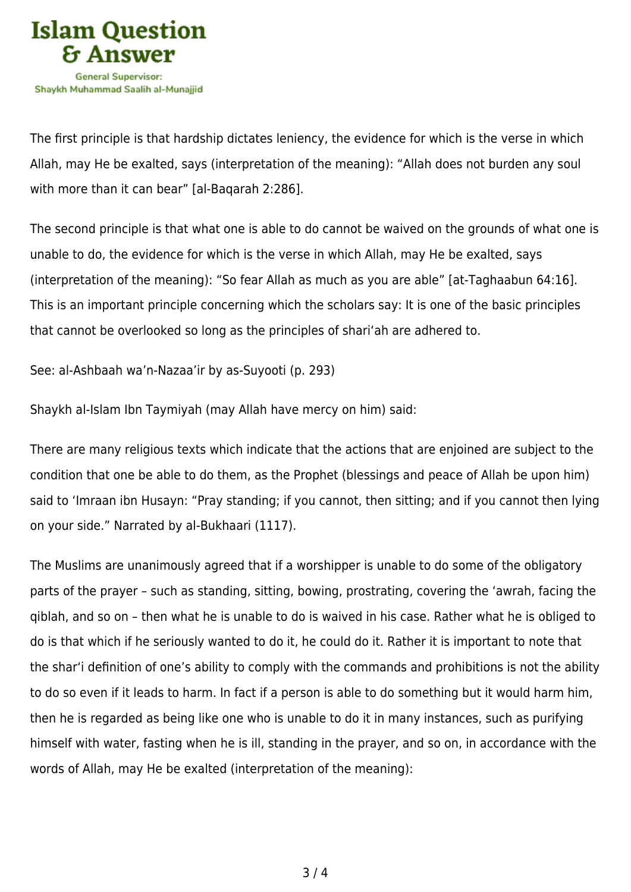The first principle is that hardship dictates leniency, the evidence for which is the verse in which Allah, may He be exalted, says (interpretation of the meaning): “Allah does not burden any soul with more than it can bear” [al-Baqarah 2:286].

The second principle is that what one is able to do cannot be waived on the grounds of what one is unable to do, the evidence for which is the verse in which Allah, may He be exalted, says (interpretation of the meaning): “So fear Allah as much as you are able” [at-Taghaabun 64:16]. This is an important principle concerning which the scholars say: It is one of the basic principles that cannot be overlooked so long as the principles of shari‘ah are adhered to.

See: al-Ashbaah wa’n-Nazaa’ir by as-Suyooti (p. 293)

Shaykh al-Islam Ibn Taymiyah (may Allah have mercy on him) said:

There are many religious texts which indicate that the actions that are enjoined are subject to the condition that one be able to do them, as the Prophet (blessings and peace of Allah be upon him) said to ‘Imraan ibn Husayn: “Pray standing; if you cannot, then sitting; and if you cannot then lying on your side.” Narrated by al-Bukhaari (1117).

The Muslims are unanimously agreed that if a worshipper is unable to do some of the obligatory parts of the prayer – such as standing, sitting, bowing, prostrating, covering the ‘awrah, facing the qiblah, and so on – then what he is unable to do is waived in his case. Rather what he is obliged to do is that which if he seriously wanted to do it, he could do it. Rather it is important to note that the shar‘i definition of one’s ability to comply with the commands and prohibitions is not the ability to do so even if it leads to harm. In fact if a person is able to do something but it would harm him, then he is regarded as being like one who is unable to do it in many instances, such as purifying himself with water, fasting when he is ill, standing in the prayer, and so on, in accordance with the words of Allah, may He be exalted (interpretation of the meaning):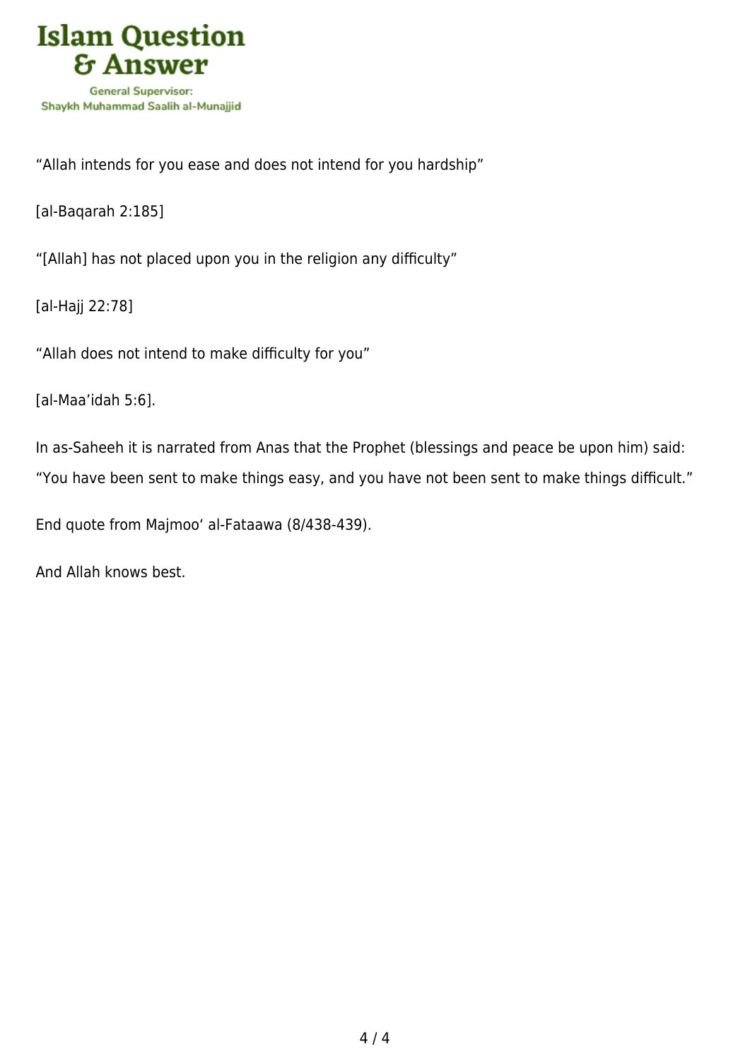“Allah intends for you ease and does not intend for you hardship”

[al-Baqarah 2:185]

“[Allah] has not placed upon you in the religion any difficulty”

[al-Hajj 22:78]

“Allah does not intend to make difficulty for you”

[al-Maa’idah 5:6].

In as-Saheeh it is narrated from Anas that the Prophet (blessings and peace be upon him) said: “You have been sent to make things easy, and you have not been sent to make things difficult.”

End quote from Majmoo‘ al-Fataawa (8/438-439).

And Allah knows best.